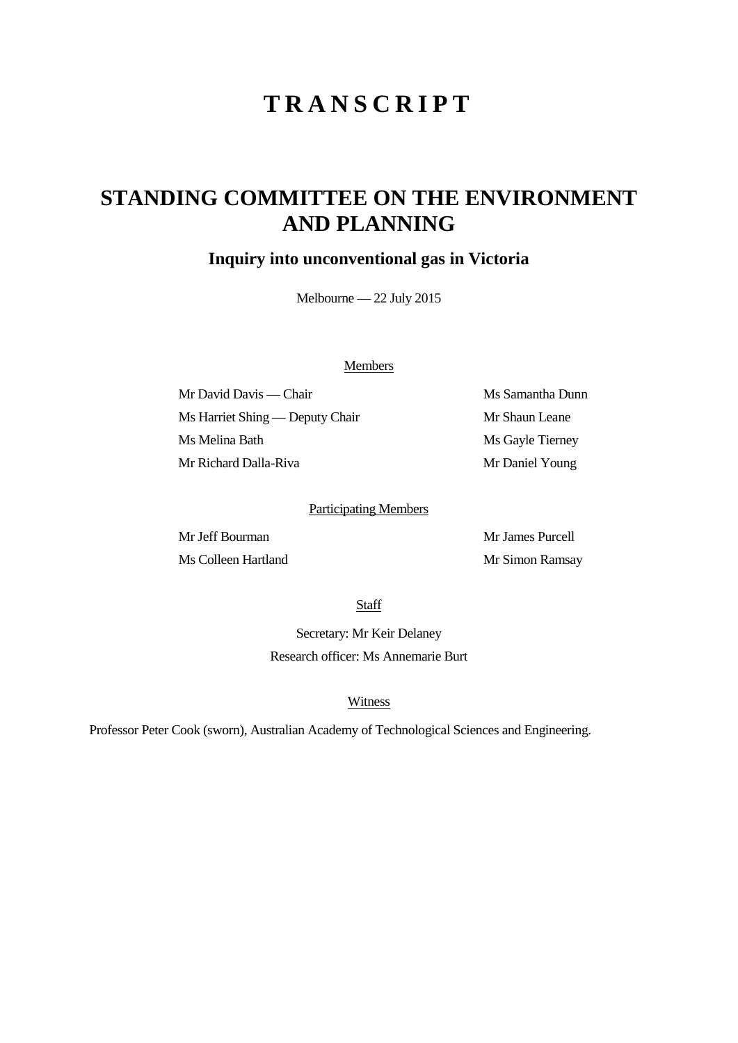# TRANSCRIPT

## STANDING COMMITTEE ON THE ENVIRONMENT AND PLANNING

### Inquiry into unconventional gas in Victoria

Melbourne — 22 July 2015

Members

Mr David Davis — Chair

Ms Harriet Shing — Deputy Chair

Ms Melina Bath

Mr Richard Dalla-Riva

Ms Samantha Dunn

Mr Shaun Leane

Ms Gayle Tierney

Mr Daniel Young

Participating Members

Mr Jeff Bourman

Ms Colleen Hartland

Mr James Purcell

Mr Simon Ramsay

Staff

Secretary: Mr Keir Delaney

Research officer: Ms Annemarie Burt

Witness

Professor Peter Cook (sworn), Australian Academy of Technological Sciences and Engineering.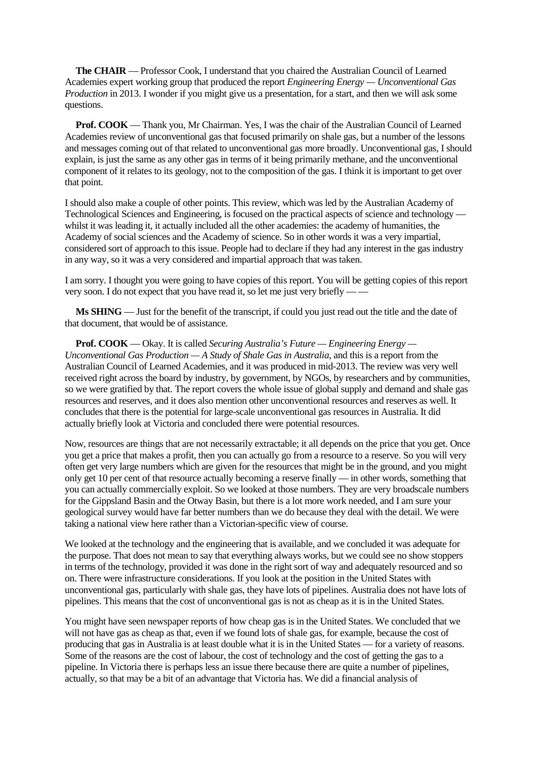**The CHAIR** — Professor Cook, I understand that you chaired the Australian Council of Learned Academies expert working group that produced the report *Engineering Energy — Unconventional Gas Production* in 2013. I wonder if you might give us a presentation, for a start, and then we will ask some questions.

**Prof. COOK** — Thank you, Mr Chairman. Yes, I was the chair of the Australian Council of Learned Academies review of unconventional gas that focused primarily on shale gas, but a number of the lessons and messages coming out of that related to unconventional gas more broadly. Unconventional gas, I should explain, is just the same as any other gas in terms of it being primarily methane, and the unconventional component of it relates to its geology, not to the composition of the gas. I think it is important to get over that point.

I should also make a couple of other points. This review, which was led by the Australian Academy of Technological Sciences and Engineering, is focused on the practical aspects of science and technology — whilst it was leading it, it actually included all the other academies: the academy of humanities, the Academy of social sciences and the Academy of science. So in other words it was a very impartial, considered sort of approach to this issue. People had to declare if they had any interest in the gas industry in any way, so it was a very considered and impartial approach that was taken.

I am sorry. I thought you were going to have copies of this report. You will be getting copies of this report very soon. I do not expect that you have read it, so let me just very briefly — —

**Ms SHING** — Just for the benefit of the transcript, if could you just read out the title and the date of that document, that would be of assistance.

**Prof. COOK** — Okay. It is called *Securing Australia's Future — Engineering Energy — Unconventional Gas Production — A Study of Shale Gas in Australia*, and this is a report from the Australian Council of Learned Academies, and it was produced in mid-2013. The review was very well received right across the board by industry, by government, by NGOs, by researchers and by communities, so we were gratified by that. The report covers the whole issue of global supply and demand and shale gas resources and reserves, and it does also mention other unconventional resources and reserves as well. It concludes that there is the potential for large-scale unconventional gas resources in Australia. It did actually briefly look at Victoria and concluded there were potential resources.

Now, resources are things that are not necessarily extractable; it all depends on the price that you get. Once you get a price that makes a profit, then you can actually go from a resource to a reserve. So you will very often get very large numbers which are given for the resources that might be in the ground, and you might only get 10 per cent of that resource actually becoming a reserve finally — in other words, something that you can actually commercially exploit. So we looked at those numbers. They are very broadscale numbers for the Gippsland Basin and the Otway Basin, but there is a lot more work needed, and I am sure your geological survey would have far better numbers than we do because they deal with the detail. We were taking a national view here rather than a Victorian-specific view of course.

We looked at the technology and the engineering that is available, and we concluded it was adequate for the purpose. That does not mean to say that everything always works, but we could see no show stoppers in terms of the technology, provided it was done in the right sort of way and adequately resourced and so on. There were infrastructure considerations. If you look at the position in the United States with unconventional gas, particularly with shale gas, they have lots of pipelines. Australia does not have lots of pipelines. This means that the cost of unconventional gas is not as cheap as it is in the United States.

You might have seen newspaper reports of how cheap gas is in the United States. We concluded that we will not have gas as cheap as that, even if we found lots of shale gas, for example, because the cost of producing that gas in Australia is at least double what it is in the United States — for a variety of reasons. Some of the reasons are the cost of labour, the cost of technology and the cost of getting the gas to a pipeline. In Victoria there is perhaps less an issue there because there are quite a number of pipelines, actually, so that may be a bit of an advantage that Victoria has. We did a financial analysis of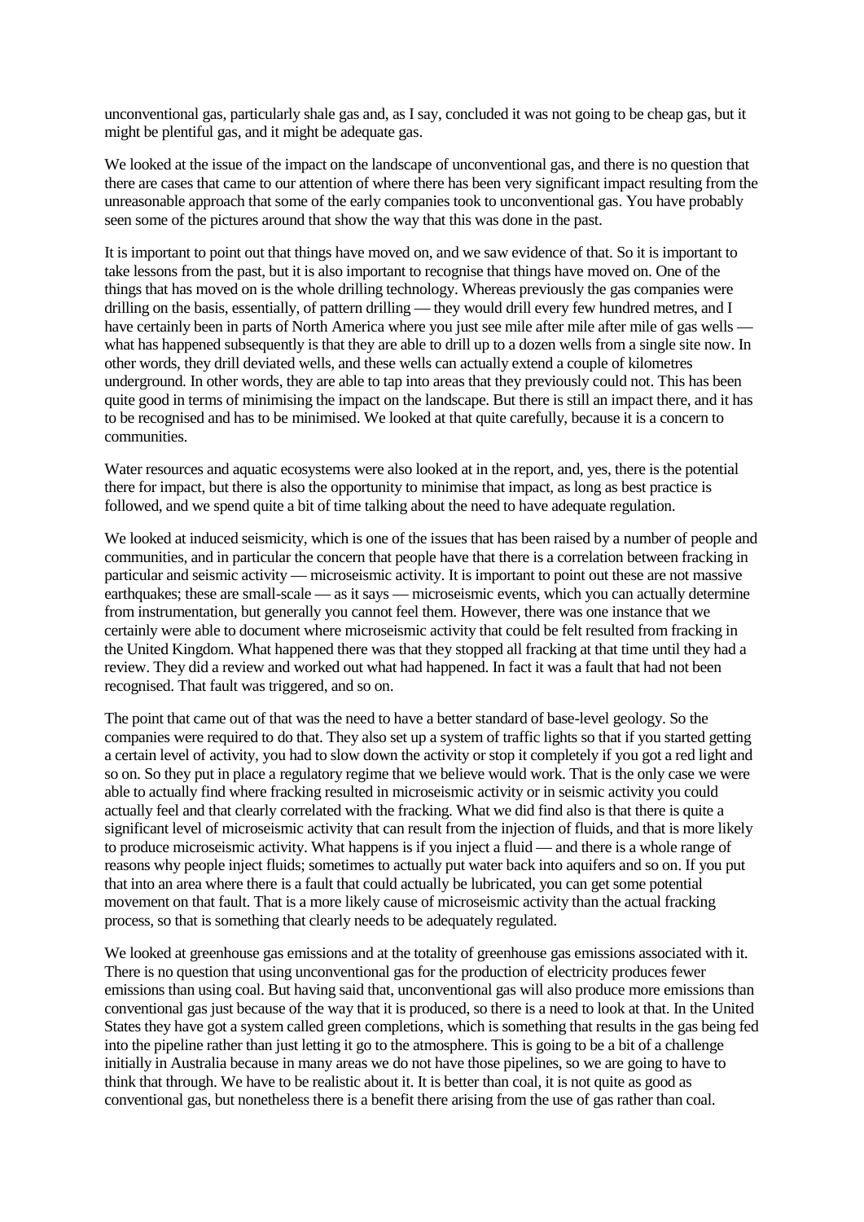unconventional gas, particularly shale gas and, as I say, concluded it was not going to be cheap gas, but it might be plentiful gas, and it might be adequate gas.

We looked at the issue of the impact on the landscape of unconventional gas, and there is no question that there are cases that came to our attention of where there has been very significant impact resulting from the unreasonable approach that some of the early companies took to unconventional gas. You have probably seen some of the pictures around that show the way that this was done in the past.

It is important to point out that things have moved on, and we saw evidence of that. So it is important to take lessons from the past, but it is also important to recognise that things have moved on. One of the things that has moved on is the whole drilling technology. Whereas previously the gas companies were drilling on the basis, essentially, of pattern drilling — they would drill every few hundred metres, and I have certainly been in parts of North America where you just see mile after mile after mile of gas wells — what has happened subsequently is that they are able to drill up to a dozen wells from a single site now. In other words, they drill deviated wells, and these wells can actually extend a couple of kilometres underground. In other words, they are able to tap into areas that they previously could not. This has been quite good in terms of minimising the impact on the landscape. But there is still an impact there, and it has to be recognised and has to be minimised. We looked at that quite carefully, because it is a concern to communities.

Water resources and aquatic ecosystems were also looked at in the report, and, yes, there is the potential there for impact, but there is also the opportunity to minimise that impact, as long as best practice is followed, and we spend quite a bit of time talking about the need to have adequate regulation.

We looked at induced seismicity, which is one of the issues that has been raised by a number of people and communities, and in particular the concern that people have that there is a correlation between fracking in particular and seismic activity — microseismic activity. It is important to point out these are not massive earthquakes; these are small-scale — as it says — microseismic events, which you can actually determine from instrumentation, but generally you cannot feel them. However, there was one instance that we certainly were able to document where microseismic activity that could be felt resulted from fracking in the United Kingdom. What happened there was that they stopped all fracking at that time until they had a review. They did a review and worked out what had happened. In fact it was a fault that had not been recognised. That fault was triggered, and so on.

The point that came out of that was the need to have a better standard of base-level geology. So the companies were required to do that. They also set up a system of traffic lights so that if you started getting a certain level of activity, you had to slow down the activity or stop it completely if you got a red light and so on. So they put in place a regulatory regime that we believe would work. That is the only case we were able to actually find where fracking resulted in microseismic activity or in seismic activity you could actually feel and that clearly correlated with the fracking. What we did find also is that there is quite a significant level of microseismic activity that can result from the injection of fluids, and that is more likely to produce microseismic activity. What happens is if you inject a fluid — and there is a whole range of reasons why people inject fluids; sometimes to actually put water back into aquifers and so on. If you put that into an area where there is a fault that could actually be lubricated, you can get some potential movement on that fault. That is a more likely cause of microseismic activity than the actual fracking process, so that is something that clearly needs to be adequately regulated.

We looked at greenhouse gas emissions and at the totality of greenhouse gas emissions associated with it. There is no question that using unconventional gas for the production of electricity produces fewer emissions than using coal. But having said that, unconventional gas will also produce more emissions than conventional gas just because of the way that it is produced, so there is a need to look at that. In the United States they have got a system called green completions, which is something that results in the gas being fed into the pipeline rather than just letting it go to the atmosphere. This is going to be a bit of a challenge initially in Australia because in many areas we do not have those pipelines, so we are going to have to think that through. We have to be realistic about it. It is better than coal, it is not quite as good as conventional gas, but nonetheless there is a benefit there arising from the use of gas rather than coal.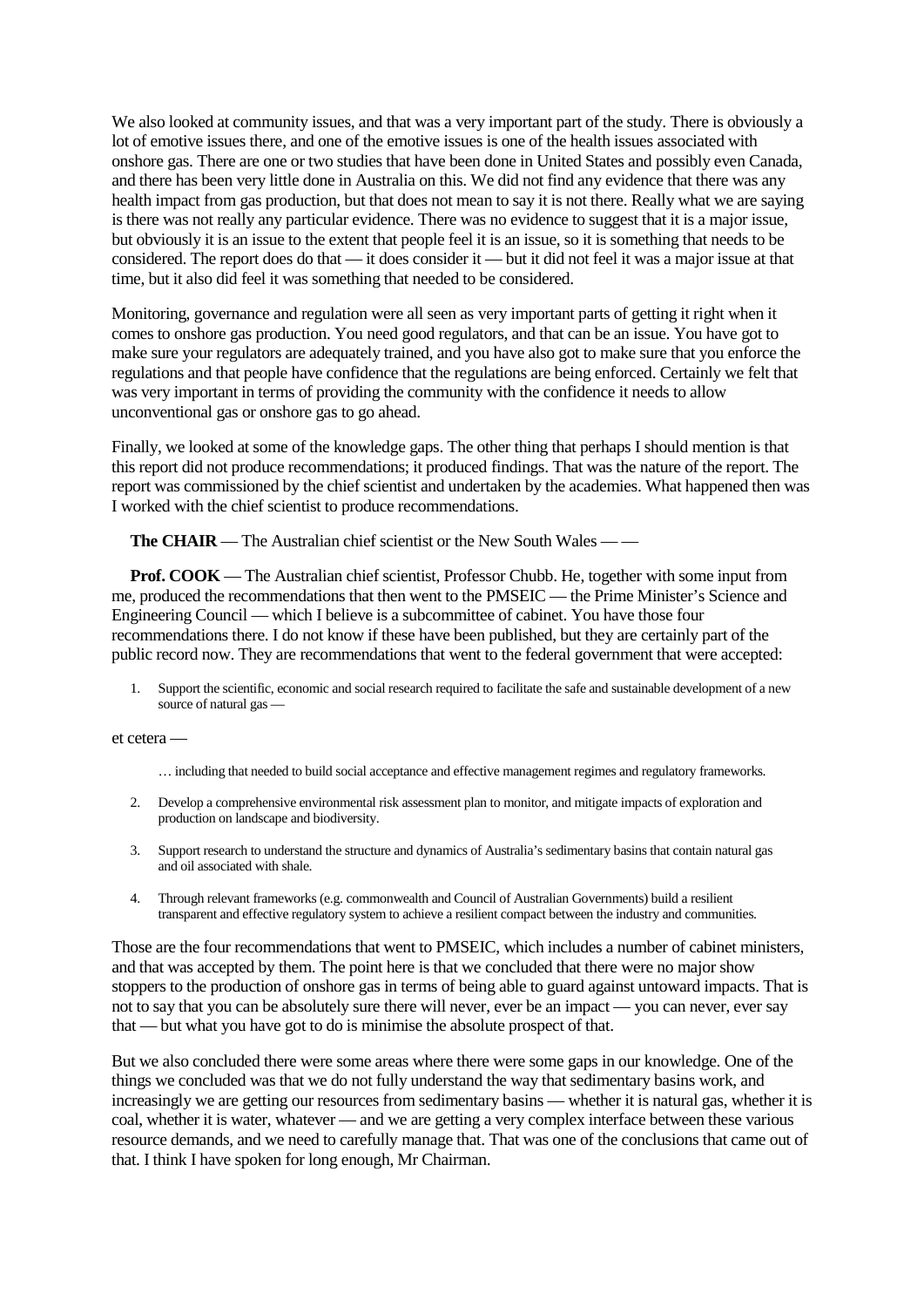We also looked at community issues, and that was a very important part of the study. There is obviously a lot of emotive issues there, and one of the emotive issues is one of the health issues associated with onshore gas. There are one or two studies that have been done in United States and possibly even Canada, and there has been very little done in Australia on this. We did not find any evidence that there was any health impact from gas production, but that does not mean to say it is not there. Really what we are saying is there was not really any particular evidence. There was no evidence to suggest that it is a major issue, but obviously it is an issue to the extent that people feel it is an issue, so it is something that needs to be considered. The report does do that — it does consider it — but it did not feel it was a major issue at that time, but it also did feel it was something that needed to be considered.

Monitoring, governance and regulation were all seen as very important parts of getting it right when it comes to onshore gas production. You need good regulators, and that can be an issue. You have got to make sure your regulators are adequately trained, and you have also got to make sure that you enforce the regulations and that people have confidence that the regulations are being enforced. Certainly we felt that was very important in terms of providing the community with the confidence it needs to allow unconventional gas or onshore gas to go ahead.

Finally, we looked at some of the knowledge gaps. The other thing that perhaps I should mention is that this report did not produce recommendations; it produced findings. That was the nature of the report. The report was commissioned by the chief scientist and undertaken by the academies. What happened then was I worked with the chief scientist to produce recommendations.

**The CHAIR** — The Australian chief scientist or the New South Wales — —

**Prof. COOK** — The Australian chief scientist, Professor Chubb. He, together with some input from me, produced the recommendations that then went to the PMSEIC — the Prime Minister's Science and Engineering Council — which I believe is a subcommittee of cabinet. You have those four recommendations there. I do not know if these have been published, but they are certainly part of the public record now. They are recommendations that went to the federal government that were accepted:

1. Support the scientific, economic and social research required to facilitate the safe and sustainable development of a new source of natural gas —

et cetera —

> … including that needed to build social acceptance and effective management regimes and regulatory frameworks.

2. Develop a comprehensive environmental risk assessment plan to monitor, and mitigate impacts of exploration and production on landscape and biodiversity.
3. Support research to understand the structure and dynamics of Australia's sedimentary basins that contain natural gas and oil associated with shale.
4. Through relevant frameworks (e.g. commonwealth and Council of Australian Governments) build a resilient transparent and effective regulatory system to achieve a resilient compact between the industry and communities.

Those are the four recommendations that went to PMSEIC, which includes a number of cabinet ministers, and that was accepted by them. The point here is that we concluded that there were no major show stoppers to the production of onshore gas in terms of being able to guard against untoward impacts. That is not to say that you can be absolutely sure there will never, ever be an impact — you can never, ever say that — but what you have got to do is minimise the absolute prospect of that.

But we also concluded there were some areas where there were some gaps in our knowledge. One of the things we concluded was that we do not fully understand the way that sedimentary basins work, and increasingly we are getting our resources from sedimentary basins — whether it is natural gas, whether it is coal, whether it is water, whatever — and we are getting a very complex interface between these various resource demands, and we need to carefully manage that. That was one of the conclusions that came out of that. I think I have spoken for long enough, Mr Chairman.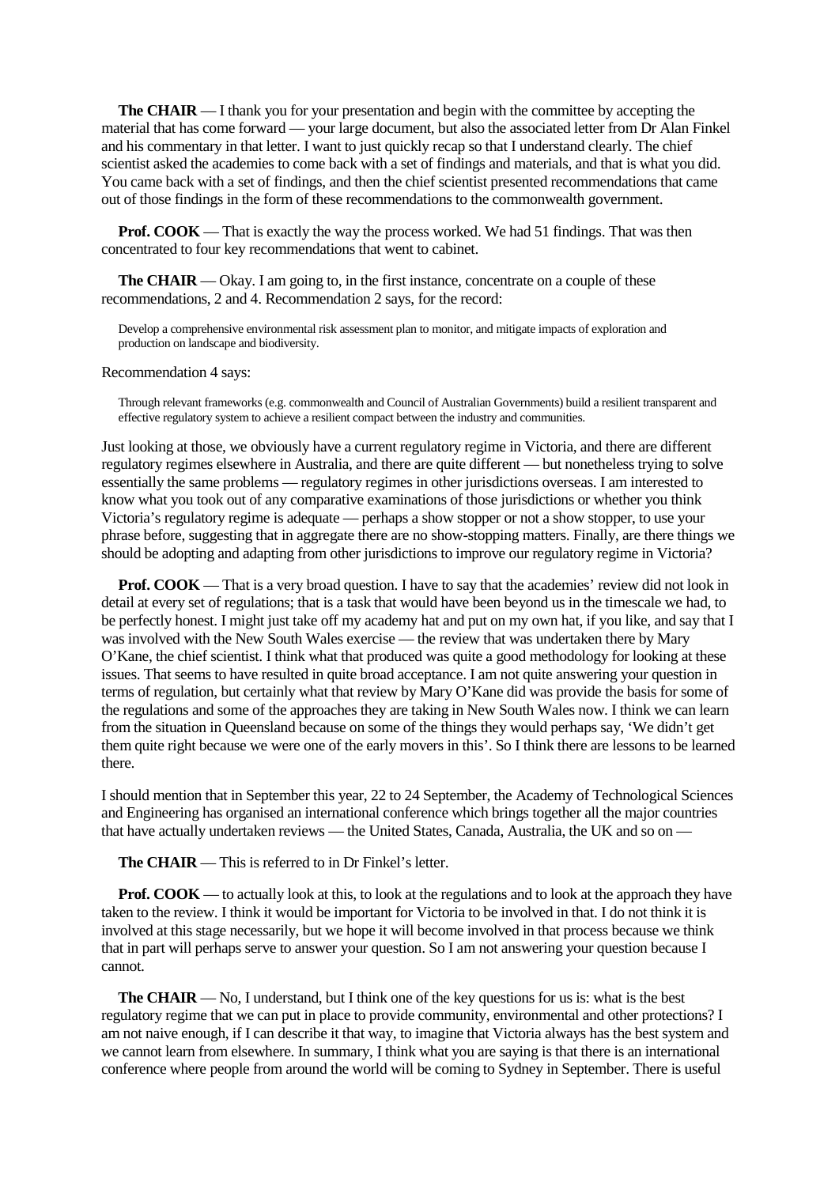**The CHAIR** — I thank you for your presentation and begin with the committee by accepting the material that has come forward — your large document, but also the associated letter from Dr Alan Finkel and his commentary in that letter. I want to just quickly recap so that I understand clearly. The chief scientist asked the academies to come back with a set of findings and materials, and that is what you did. You came back with a set of findings, and then the chief scientist presented recommendations that came out of those findings in the form of these recommendations to the commonwealth government.

**Prof. COOK** — That is exactly the way the process worked. We had 51 findings. That was then concentrated to four key recommendations that went to cabinet.

**The CHAIR** — Okay. I am going to, in the first instance, concentrate on a couple of these recommendations, 2 and 4. Recommendation 2 says, for the record:

> Develop a comprehensive environmental risk assessment plan to monitor, and mitigate impacts of exploration and production on landscape and biodiversity.

Recommendation 4 says:

> Through relevant frameworks (e.g. commonwealth and Council of Australian Governments) build a resilient transparent and effective regulatory system to achieve a resilient compact between the industry and communities.

Just looking at those, we obviously have a current regulatory regime in Victoria, and there are different regulatory regimes elsewhere in Australia, and there are quite different — but nonetheless trying to solve essentially the same problems — regulatory regimes in other jurisdictions overseas. I am interested to know what you took out of any comparative examinations of those jurisdictions or whether you think Victoria's regulatory regime is adequate — perhaps a show stopper or not a show stopper, to use your phrase before, suggesting that in aggregate there are no show-stopping matters. Finally, are there things we should be adopting and adapting from other jurisdictions to improve our regulatory regime in Victoria?

**Prof. COOK** — That is a very broad question. I have to say that the academies' review did not look in detail at every set of regulations; that is a task that would have been beyond us in the timescale we had, to be perfectly honest. I might just take off my academy hat and put on my own hat, if you like, and say that I was involved with the New South Wales exercise — the review that was undertaken there by Mary O'Kane, the chief scientist. I think what that produced was quite a good methodology for looking at these issues. That seems to have resulted in quite broad acceptance. I am not quite answering your question in terms of regulation, but certainly what that review by Mary O'Kane did was provide the basis for some of the regulations and some of the approaches they are taking in New South Wales now. I think we can learn from the situation in Queensland because on some of the things they would perhaps say, 'We didn't get them quite right because we were one of the early movers in this'. So I think there are lessons to be learned there.

I should mention that in September this year, 22 to 24 September, the Academy of Technological Sciences and Engineering has organised an international conference which brings together all the major countries that have actually undertaken reviews — the United States, Canada, Australia, the UK and so on —

**The CHAIR** — This is referred to in Dr Finkel's letter.

**Prof. COOK** — to actually look at this, to look at the regulations and to look at the approach they have taken to the review. I think it would be important for Victoria to be involved in that. I do not think it is involved at this stage necessarily, but we hope it will become involved in that process because we think that in part will perhaps serve to answer your question. So I am not answering your question because I cannot.

**The CHAIR** — No, I understand, but I think one of the key questions for us is: what is the best regulatory regime that we can put in place to provide community, environmental and other protections? I am not naive enough, if I can describe it that way, to imagine that Victoria always has the best system and we cannot learn from elsewhere. In summary, I think what you are saying is that there is an international conference where people from around the world will be coming to Sydney in September. There is useful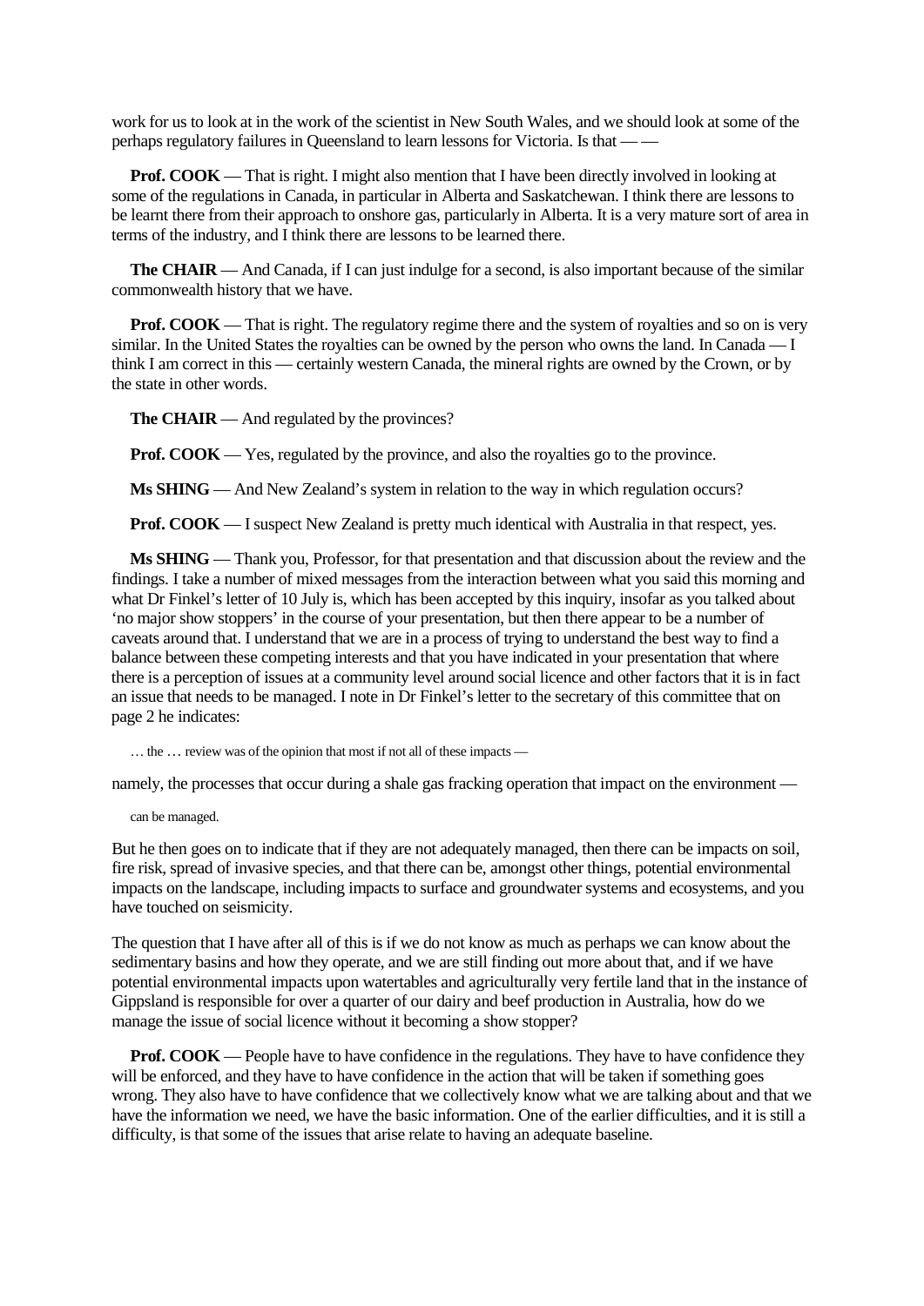work for us to look at in the work of the scientist in New South Wales, and we should look at some of the perhaps regulatory failures in Queensland to learn lessons for Victoria. Is that — —

**Prof. COOK** — That is right. I might also mention that I have been directly involved in looking at some of the regulations in Canada, in particular in Alberta and Saskatchewan. I think there are lessons to be learnt there from their approach to onshore gas, particularly in Alberta. It is a very mature sort of area in terms of the industry, and I think there are lessons to be learned there.

**The CHAIR** — And Canada, if I can just indulge for a second, is also important because of the similar commonwealth history that we have.

**Prof. COOK** — That is right. The regulatory regime there and the system of royalties and so on is very similar. In the United States the royalties can be owned by the person who owns the land. In Canada — I think I am correct in this — certainly western Canada, the mineral rights are owned by the Crown, or by the state in other words.

**The CHAIR** — And regulated by the provinces?

**Prof. COOK** — Yes, regulated by the province, and also the royalties go to the province.

**Ms SHING** — And New Zealand's system in relation to the way in which regulation occurs?

**Prof. COOK** — I suspect New Zealand is pretty much identical with Australia in that respect, yes.

**Ms SHING** — Thank you, Professor, for that presentation and that discussion about the review and the findings. I take a number of mixed messages from the interaction between what you said this morning and what Dr Finkel's letter of 10 July is, which has been accepted by this inquiry, insofar as you talked about 'no major show stoppers' in the course of your presentation, but then there appear to be a number of caveats around that. I understand that we are in a process of trying to understand the best way to find a balance between these competing interests and that you have indicated in your presentation that where there is a perception of issues at a community level around social licence and other factors that it is in fact an issue that needs to be managed. I note in Dr Finkel's letter to the secretary of this committee that on page 2 he indicates:

> … the … review was of the opinion that most if not all of these impacts —

namely, the processes that occur during a shale gas fracking operation that impact on the environment —

> can be managed.

But he then goes on to indicate that if they are not adequately managed, then there can be impacts on soil, fire risk, spread of invasive species, and that there can be, amongst other things, potential environmental impacts on the landscape, including impacts to surface and groundwater systems and ecosystems, and you have touched on seismicity.

The question that I have after all of this is if we do not know as much as perhaps we can know about the sedimentary basins and how they operate, and we are still finding out more about that, and if we have potential environmental impacts upon watertables and agriculturally very fertile land that in the instance of Gippsland is responsible for over a quarter of our dairy and beef production in Australia, how do we manage the issue of social licence without it becoming a show stopper?

**Prof. COOK** — People have to have confidence in the regulations. They have to have confidence they will be enforced, and they have to have confidence in the action that will be taken if something goes wrong. They also have to have confidence that we collectively know what we are talking about and that we have the information we need, we have the basic information. One of the earlier difficulties, and it is still a difficulty, is that some of the issues that arise relate to having an adequate baseline.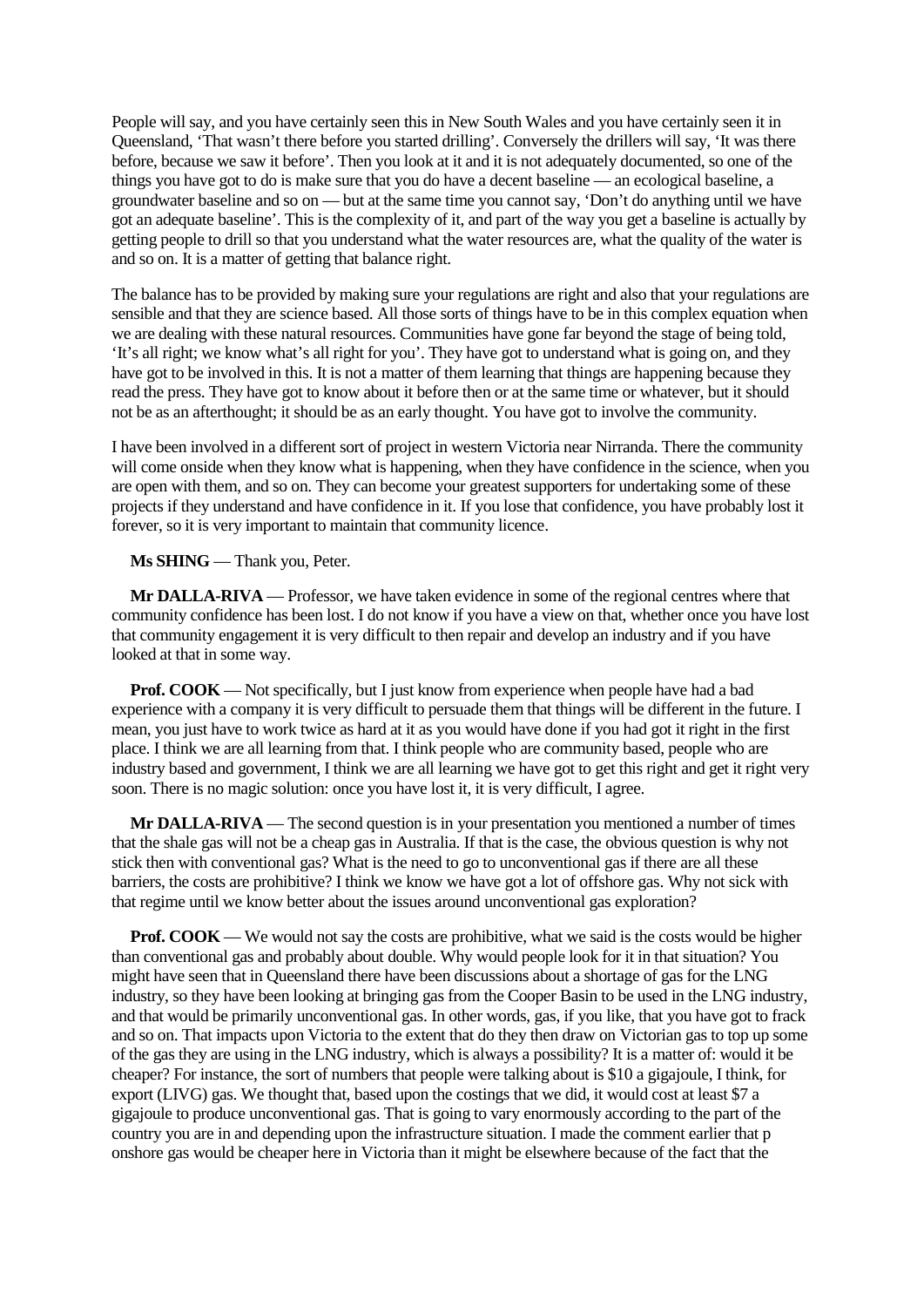People will say, and you have certainly seen this in New South Wales and you have certainly seen it in Queensland, 'That wasn't there before you started drilling'. Conversely the drillers will say, 'It was there before, because we saw it before'. Then you look at it and it is not adequately documented, so one of the things you have got to do is make sure that you do have a decent baseline — an ecological baseline, a groundwater baseline and so on — but at the same time you cannot say, 'Don't do anything until we have got an adequate baseline'. This is the complexity of it, and part of the way you get a baseline is actually by getting people to drill so that you understand what the water resources are, what the quality of the water is and so on. It is a matter of getting that balance right.

The balance has to be provided by making sure your regulations are right and also that your regulations are sensible and that they are science based. All those sorts of things have to be in this complex equation when we are dealing with these natural resources. Communities have gone far beyond the stage of being told, 'It's all right; we know what's all right for you'. They have got to understand what is going on, and they have got to be involved in this. It is not a matter of them learning that things are happening because they read the press. They have got to know about it before then or at the same time or whatever, but it should not be as an afterthought; it should be as an early thought. You have got to involve the community.

I have been involved in a different sort of project in western Victoria near Nirranda. There the community will come onside when they know what is happening, when they have confidence in the science, when you are open with them, and so on. They can become your greatest supporters for undertaking some of these projects if they understand and have confidence in it. If you lose that confidence, you have probably lost it forever, so it is very important to maintain that community licence.

**Ms SHING** — Thank you, Peter.

**Mr DALLA-RIVA** — Professor, we have taken evidence in some of the regional centres where that community confidence has been lost. I do not know if you have a view on that, whether once you have lost that community engagement it is very difficult to then repair and develop an industry and if you have looked at that in some way.

**Prof. COOK** — Not specifically, but I just know from experience when people have had a bad experience with a company it is very difficult to persuade them that things will be different in the future. I mean, you just have to work twice as hard at it as you would have done if you had got it right in the first place. I think we are all learning from that. I think people who are community based, people who are industry based and government, I think we are all learning we have got to get this right and get it right very soon. There is no magic solution: once you have lost it, it is very difficult, I agree.

**Mr DALLA-RIVA** — The second question is in your presentation you mentioned a number of times that the shale gas will not be a cheap gas in Australia. If that is the case, the obvious question is why not stick then with conventional gas? What is the need to go to unconventional gas if there are all these barriers, the costs are prohibitive? I think we know we have got a lot of offshore gas. Why not sick with that regime until we know better about the issues around unconventional gas exploration?

**Prof. COOK** — We would not say the costs are prohibitive, what we said is the costs would be higher than conventional gas and probably about double. Why would people look for it in that situation? You might have seen that in Queensland there have been discussions about a shortage of gas for the LNG industry, so they have been looking at bringing gas from the Cooper Basin to be used in the LNG industry, and that would be primarily unconventional gas. In other words, gas, if you like, that you have got to frack and so on. That impacts upon Victoria to the extent that do they then draw on Victorian gas to top up some of the gas they are using in the LNG industry, which is always a possibility? It is a matter of: would it be cheaper? For instance, the sort of numbers that people were talking about is $10 a gigajoule, I think, for export (LIVG) gas. We thought that, based upon the costings that we did, it would cost at least $7 a gigajoule to produce unconventional gas. That is going to vary enormously according to the part of the country you are in and depending upon the infrastructure situation. I made the comment earlier that p onshore gas would be cheaper here in Victoria than it might be elsewhere because of the fact that the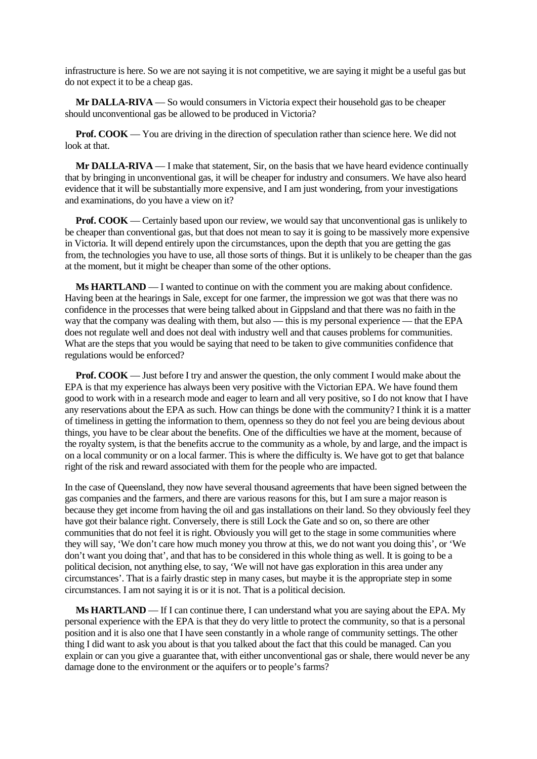infrastructure is here. So we are not saying it is not competitive, we are saying it might be a useful gas but do not expect it to be a cheap gas.

**Mr DALLA-RIVA** — So would consumers in Victoria expect their household gas to be cheaper should unconventional gas be allowed to be produced in Victoria?

**Prof. COOK** — You are driving in the direction of speculation rather than science here. We did not look at that.

**Mr DALLA-RIVA** — I make that statement, Sir, on the basis that we have heard evidence continually that by bringing in unconventional gas, it will be cheaper for industry and consumers. We have also heard evidence that it will be substantially more expensive, and I am just wondering, from your investigations and examinations, do you have a view on it?

**Prof. COOK** — Certainly based upon our review, we would say that unconventional gas is unlikely to be cheaper than conventional gas, but that does not mean to say it is going to be massively more expensive in Victoria. It will depend entirely upon the circumstances, upon the depth that you are getting the gas from, the technologies you have to use, all those sorts of things. But it is unlikely to be cheaper than the gas at the moment, but it might be cheaper than some of the other options.

**Ms HARTLAND** — I wanted to continue on with the comment you are making about confidence. Having been at the hearings in Sale, except for one farmer, the impression we got was that there was no confidence in the processes that were being talked about in Gippsland and that there was no faith in the way that the company was dealing with them, but also — this is my personal experience — that the EPA does not regulate well and does not deal with industry well and that causes problems for communities. What are the steps that you would be saying that need to be taken to give communities confidence that regulations would be enforced?

**Prof. COOK** — Just before I try and answer the question, the only comment I would make about the EPA is that my experience has always been very positive with the Victorian EPA. We have found them good to work with in a research mode and eager to learn and all very positive, so I do not know that I have any reservations about the EPA as such. How can things be done with the community? I think it is a matter of timeliness in getting the information to them, openness so they do not feel you are being devious about things, you have to be clear about the benefits. One of the difficulties we have at the moment, because of the royalty system, is that the benefits accrue to the community as a whole, by and large, and the impact is on a local community or on a local farmer. This is where the difficulty is. We have got to get that balance right of the risk and reward associated with them for the people who are impacted.

In the case of Queensland, they now have several thousand agreements that have been signed between the gas companies and the farmers, and there are various reasons for this, but I am sure a major reason is because they get income from having the oil and gas installations on their land. So they obviously feel they have got their balance right. Conversely, there is still Lock the Gate and so on, so there are other communities that do not feel it is right. Obviously you will get to the stage in some communities where they will say, 'We don't care how much money you throw at this, we do not want you doing this', or 'We don't want you doing that', and that has to be considered in this whole thing as well. It is going to be a political decision, not anything else, to say, 'We will not have gas exploration in this area under any circumstances'. That is a fairly drastic step in many cases, but maybe it is the appropriate step in some circumstances. I am not saying it is or it is not. That is a political decision.

**Ms HARTLAND** — If I can continue there, I can understand what you are saying about the EPA. My personal experience with the EPA is that they do very little to protect the community, so that is a personal position and it is also one that I have seen constantly in a whole range of community settings. The other thing I did want to ask you about is that you talked about the fact that this could be managed. Can you explain or can you give a guarantee that, with either unconventional gas or shale, there would never be any damage done to the environment or the aquifers or to people's farms?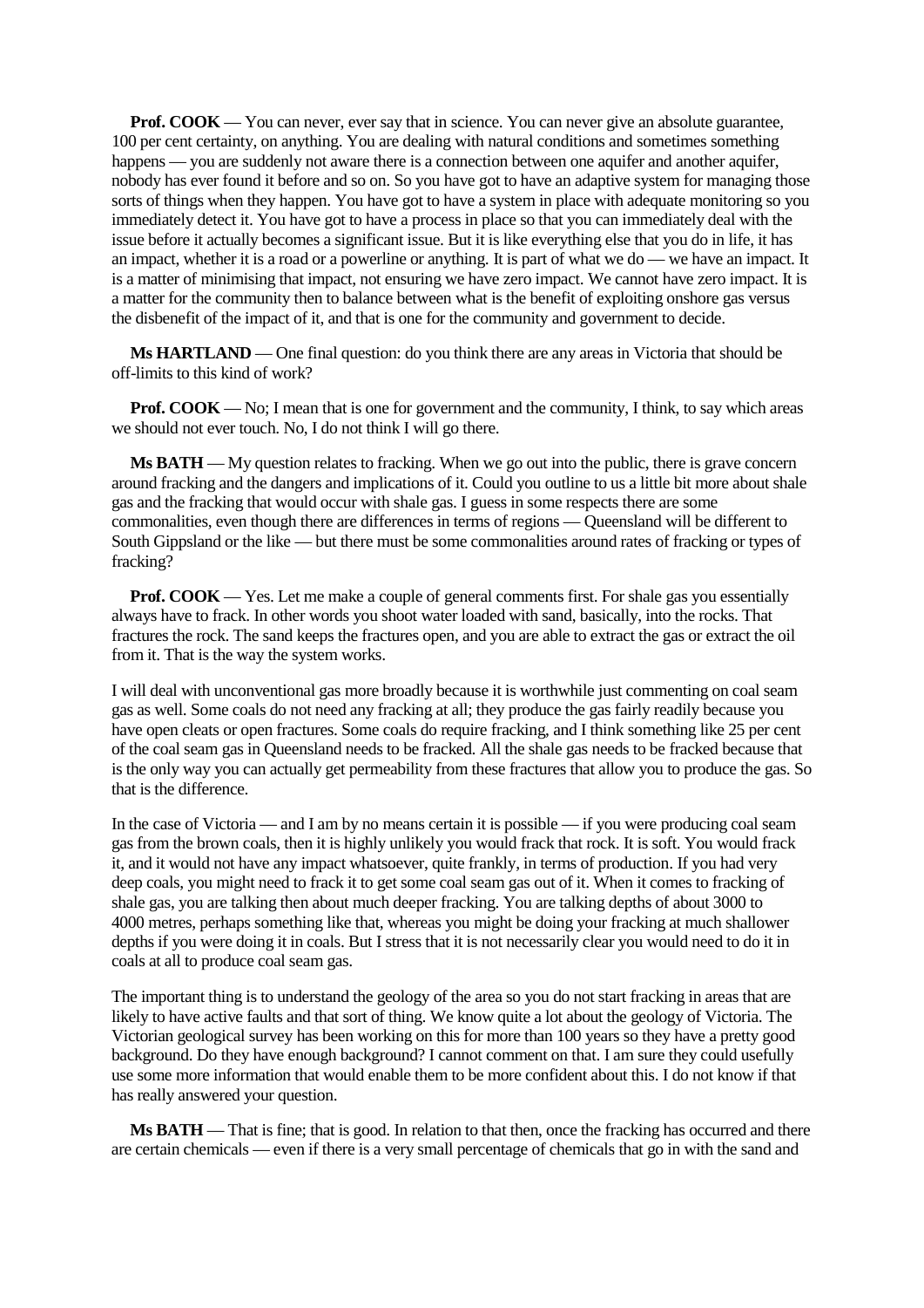**Prof. COOK** — You can never, ever say that in science. You can never give an absolute guarantee, 100 per cent certainty, on anything. You are dealing with natural conditions and sometimes something happens — you are suddenly not aware there is a connection between one aquifer and another aquifer, nobody has ever found it before and so on. So you have got to have an adaptive system for managing those sorts of things when they happen. You have got to have a system in place with adequate monitoring so you immediately detect it. You have got to have a process in place so that you can immediately deal with the issue before it actually becomes a significant issue. But it is like everything else that you do in life, it has an impact, whether it is a road or a powerline or anything. It is part of what we do — we have an impact. It is a matter of minimising that impact, not ensuring we have zero impact. We cannot have zero impact. It is a matter for the community then to balance between what is the benefit of exploiting onshore gas versus the disbenefit of the impact of it, and that is one for the community and government to decide.

**Ms HARTLAND** — One final question: do you think there are any areas in Victoria that should be off-limits to this kind of work?

**Prof. COOK** — No; I mean that is one for government and the community, I think, to say which areas we should not ever touch. No, I do not think I will go there.

**Ms BATH** — My question relates to fracking. When we go out into the public, there is grave concern around fracking and the dangers and implications of it. Could you outline to us a little bit more about shale gas and the fracking that would occur with shale gas. I guess in some respects there are some commonalities, even though there are differences in terms of regions — Queensland will be different to South Gippsland or the like — but there must be some commonalities around rates of fracking or types of fracking?

**Prof. COOK** — Yes. Let me make a couple of general comments first. For shale gas you essentially always have to frack. In other words you shoot water loaded with sand, basically, into the rocks. That fractures the rock. The sand keeps the fractures open, and you are able to extract the gas or extract the oil from it. That is the way the system works.

I will deal with unconventional gas more broadly because it is worthwhile just commenting on coal seam gas as well. Some coals do not need any fracking at all; they produce the gas fairly readily because you have open cleats or open fractures. Some coals do require fracking, and I think something like 25 per cent of the coal seam gas in Queensland needs to be fracked. All the shale gas needs to be fracked because that is the only way you can actually get permeability from these fractures that allow you to produce the gas. So that is the difference.

In the case of Victoria — and I am by no means certain it is possible — if you were producing coal seam gas from the brown coals, then it is highly unlikely you would frack that rock. It is soft. You would frack it, and it would not have any impact whatsoever, quite frankly, in terms of production. If you had very deep coals, you might need to frack it to get some coal seam gas out of it. When it comes to fracking of shale gas, you are talking then about much deeper fracking. You are talking depths of about 3000 to 4000 metres, perhaps something like that, whereas you might be doing your fracking at much shallower depths if you were doing it in coals. But I stress that it is not necessarily clear you would need to do it in coals at all to produce coal seam gas.

The important thing is to understand the geology of the area so you do not start fracking in areas that are likely to have active faults and that sort of thing. We know quite a lot about the geology of Victoria. The Victorian geological survey has been working on this for more than 100 years so they have a pretty good background. Do they have enough background? I cannot comment on that. I am sure they could usefully use some more information that would enable them to be more confident about this. I do not know if that has really answered your question.

**Ms BATH** — That is fine; that is good. In relation to that then, once the fracking has occurred and there are certain chemicals — even if there is a very small percentage of chemicals that go in with the sand and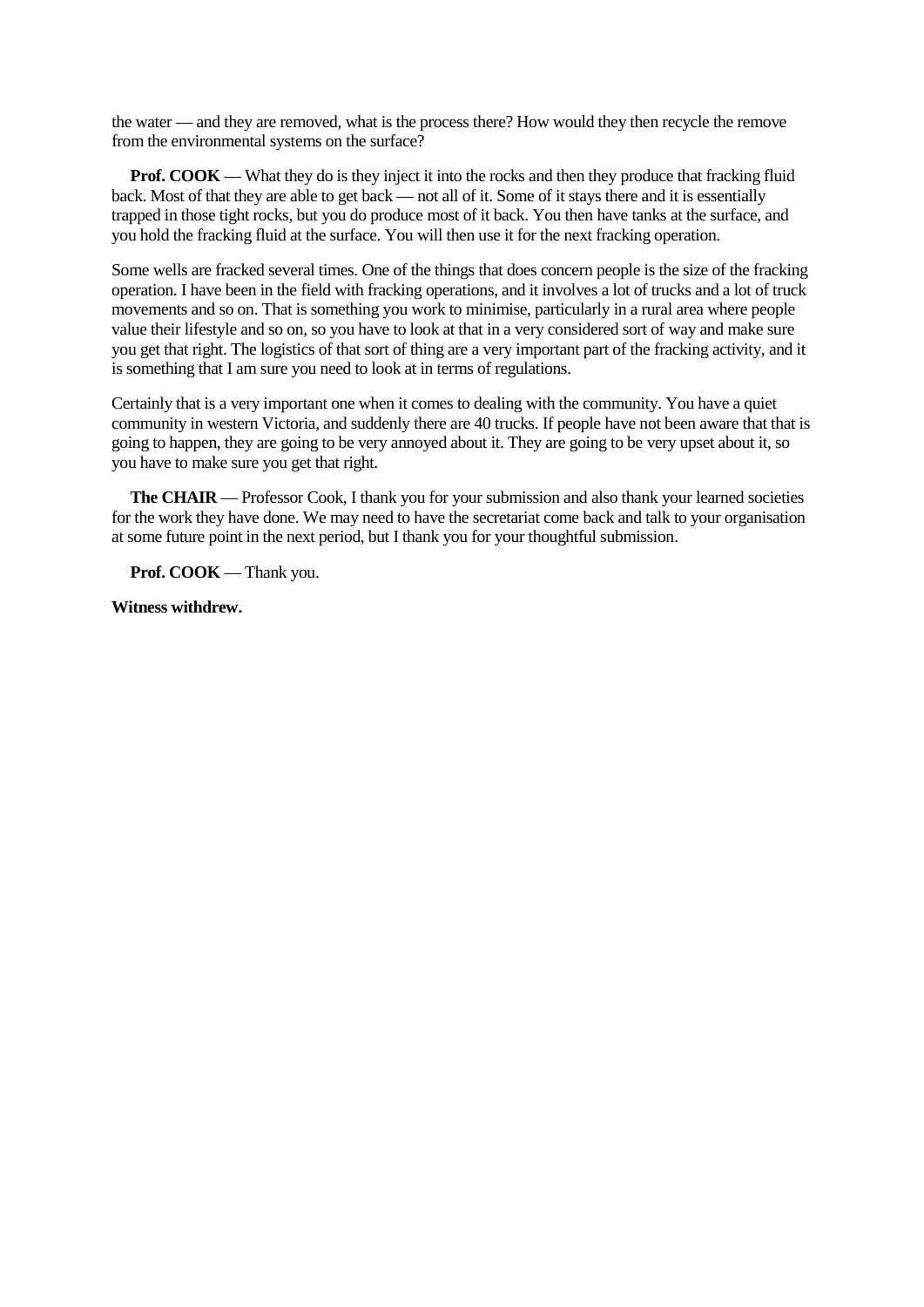the water — and they are removed, what is the process there? How would they then recycle the remove from the environmental systems on the surface?

**Prof. COOK** — What they do is they inject it into the rocks and then they produce that fracking fluid back. Most of that they are able to get back — not all of it. Some of it stays there and it is essentially trapped in those tight rocks, but you do produce most of it back. You then have tanks at the surface, and you hold the fracking fluid at the surface. You will then use it for the next fracking operation.

Some wells are fracked several times. One of the things that does concern people is the size of the fracking operation. I have been in the field with fracking operations, and it involves a lot of trucks and a lot of truck movements and so on. That is something you work to minimise, particularly in a rural area where people value their lifestyle and so on, so you have to look at that in a very considered sort of way and make sure you get that right. The logistics of that sort of thing are a very important part of the fracking activity, and it is something that I am sure you need to look at in terms of regulations.

Certainly that is a very important one when it comes to dealing with the community. You have a quiet community in western Victoria, and suddenly there are 40 trucks. If people have not been aware that that is going to happen, they are going to be very annoyed about it. They are going to be very upset about it, so you have to make sure you get that right.

**The CHAIR** — Professor Cook, I thank you for your submission and also thank your learned societies for the work they have done. We may need to have the secretariat come back and talk to your organisation at some future point in the next period, but I thank you for your thoughtful submission.

**Prof. COOK** — Thank you.

**Witness withdrew.**